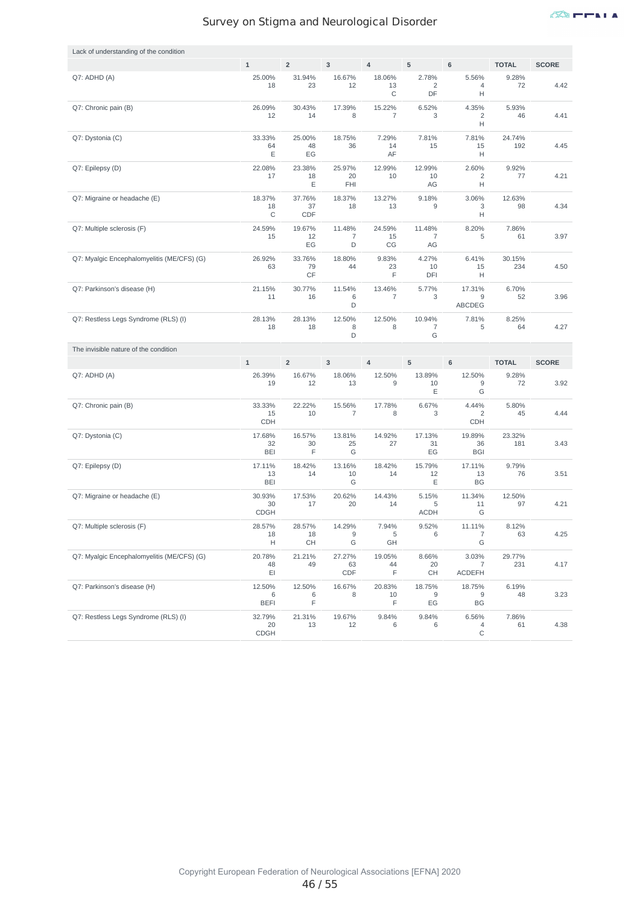# Survey on Stigma and Neurological Disorder

**Lack of understanding of the condition**

| | 1 | 2 | 3 | 4 | 5 | 6 | TOTAL | SCORE |
|---|---|---|---|---|---|---|---|---|
| Q7: ADHD (A) | 25.00% 18 | 31.94% 23 | 16.67% 12 | 18.06% 13 C | 2.78% 2 DF | 5.56% 4 H | 9.28% 72 | 4.42 |
| Q7: Chronic pain (B) | 26.09% 12 | 30.43% 14 | 17.39% 8 | 15.22% 7 | 6.52% 3 | 4.35% 2 H | 5.93% 46 | 4.41 |
| Q7: Dystonia (C) | 33.33% 64 E | 25.00% 48 EG | 18.75% 36 | 7.29% 14 AF | 7.81% 15 | 7.81% 15 H | 24.74% 192 | 4.45 |
| Q7: Epilepsy (D) | 22.08% 17 | 23.38% 18 E | 25.97% 20 FHI | 12.99% 10 | 12.99% 10 AG | 2.60% 2 H | 9.92% 77 | 4.21 |
| Q7: Migraine or headache (E) | 18.37% 18 C | 37.76% 37 CDF | 18.37% 18 | 13.27% 13 | 9.18% 9 | 3.06% 3 H | 12.63% 98 | 4.34 |
| Q7: Multiple sclerosis (F) | 24.59% 15 | 19.67% 12 EG | 11.48% 7 D | 24.59% 15 CG | 11.48% 7 AG | 8.20% 5 | 7.86% 61 | 3.97 |
| Q7: Myalgic Encephalomyelitis (ME/CFS) (G) | 26.92% 63 | 33.76% 79 CF | 18.80% 44 | 9.83% 23 F | 4.27% 10 DFI | 6.41% 15 H | 30.15% 234 | 4.50 |
| Q7: Parkinson's disease (H) | 21.15% 11 | 30.77% 16 | 11.54% 6 D | 13.46% 7 | 5.77% 3 | 17.31% 9 ABCDEG | 6.70% 52 | 3.96 |
| Q7: Restless Legs Syndrome (RLS) (I) | 28.13% 18 | 28.13% 18 | 12.50% 8 D | 12.50% 8 | 10.94% 7 G | 7.81% 5 | 8.25% 64 | 4.27 |

**The invisible nature of the condition**

| | 1 | 2 | 3 | 4 | 5 | 6 | TOTAL | SCORE |
|---|---|---|---|---|---|---|---|---|
| Q7: ADHD (A) | 26.39% 19 | 16.67% 12 | 18.06% 13 | 12.50% 9 | 13.89% 10 E | 12.50% 9 G | 9.28% 72 | 3.92 |
| Q7: Chronic pain (B) | 33.33% 15 CDH | 22.22% 10 | 15.56% 7 | 17.78% 8 | 6.67% 3 | 4.44% 2 CDH | 5.80% 45 | 4.44 |
| Q7: Dystonia (C) | 17.68% 32 BEI | 16.57% 30 F | 13.81% 25 G | 14.92% 27 | 17.13% 31 EG | 19.89% 36 BGI | 23.32% 181 | 3.43 |
| Q7: Epilepsy (D) | 17.11% 13 BEI | 18.42% 14 | 13.16% 10 G | 18.42% 14 | 15.79% 12 E | 17.11% 13 BG | 9.79% 76 | 3.51 |
| Q7: Migraine or headache (E) | 30.93% 30 CDGH | 17.53% 17 | 20.62% 20 | 14.43% 14 | 5.15% 5 ACDH | 11.34% 11 G | 12.50% 97 | 4.21 |
| Q7: Multiple sclerosis (F) | 28.57% 18 H | 28.57% 18 CH | 14.29% 9 G | 7.94% 5 GH | 9.52% 6 | 11.11% 7 G | 8.12% 63 | 4.25 |
| Q7: Myalgic Encephalomyelitis (ME/CFS) (G) | 20.78% 48 EI | 21.21% 49 | 27.27% 63 CDF | 19.05% 44 F | 8.66% 20 CH | 3.03% 7 ACDEFH | 29.77% 231 | 4.17 |
| Q7: Parkinson's disease (H) | 12.50% 6 BEFI | 12.50% 6 F | 16.67% 8 | 20.83% 10 F | 18.75% 9 EG | 18.75% 9 BG | 6.19% 48 | 3.23 |
| Q7: Restless Legs Syndrome (RLS) (I) | 32.79% 20 CDGH | 21.31% 13 | 19.67% 12 | 9.84% 6 | 9.84% 6 | 6.56% 4 C | 7.86% 61 | 4.38 |

Copyright European Federation of Neurological Associations [EFNA] 2020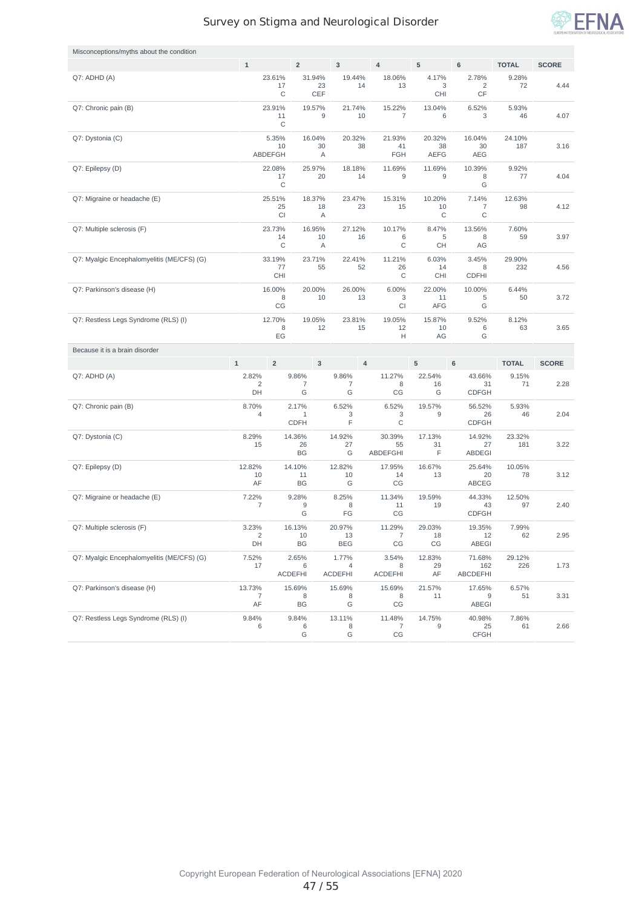# Survey on Stigma and Neurological Disorder

Misconceptions/myths about the condition

| | 1 | 2 | 3 | 4 | 5 | 6 | TOTAL | SCORE |
|---|---|---|---|---|---|---|---|---|
| Q7: ADHD (A) | 23.61% 17 C | 31.94% 23 CEF | 19.44% 14 | 18.06% 13 | 4.17% 3 CHI | 2.78% 2 CF | 9.28% 72 | 4.44 |
| Q7: Chronic pain (B) | 23.91% 11 C | 19.57% 9 | 21.74% 10 | 15.22% 7 | 13.04% 6 | 6.52% 3 | 5.93% 46 | 4.07 |
| Q7: Dystonia (C) | 5.35% 10 ABDEFGH | 16.04% 30 A | 20.32% 38 | 21.93% 41 FGH | 20.32% 38 AEFG | 16.04% 30 AEG | 24.10% 187 | 3.16 |
| Q7: Epilepsy (D) | 22.08% 17 C | 25.97% 20 | 18.18% 14 | 11.69% 9 | 11.69% 9 | 10.39% 8 G | 9.92% 77 | 4.04 |
| Q7: Migraine or headache (E) | 25.51% 25 CI | 18.37% 18 A | 23.47% 23 | 15.31% 15 | 10.20% 10 C | 7.14% 7 C | 12.63% 98 | 4.12 |
| Q7: Multiple sclerosis (F) | 23.73% 14 C | 16.95% 10 A | 27.12% 16 | 10.17% 6 C | 8.47% 5 CH | 13.56% 8 AG | 7.60% 59 | 3.97 |
| Q7: Myalgic Encephalomyelitis (ME/CFS) (G) | 33.19% 77 CHI | 23.71% 55 | 22.41% 52 | 11.21% 26 C | 6.03% 14 CHI | 3.45% 8 CDFHI | 29.90% 232 | 4.56 |
| Q7: Parkinson's disease (H) | 16.00% 8 CG | 20.00% 10 | 26.00% 13 | 6.00% 3 CI | 22.00% 11 AFG | 10.00% 5 G | 6.44% 50 | 3.72 |
| Q7: Restless Legs Syndrome (RLS) (I) | 12.70% 8 EG | 19.05% 12 | 23.81% 15 | 19.05% 12 H | 15.87% 10 AG | 9.52% 6 G | 8.12% 63 | 3.65 |

Because it is a brain disorder

| | 1 | 2 | 3 | 4 | 5 | 6 | TOTAL | SCORE |
|---|---|---|---|---|---|---|---|---|
| Q7: ADHD (A) | 2.82% 2 DH | 9.86% 7 G | 9.86% 7 G | 11.27% 8 CG | 22.54% 16 G | 43.66% 31 CDFGH | 9.15% 71 | 2.28 |
| Q7: Chronic pain (B) | 8.70% 4 | 2.17% 1 CDFH | 6.52% 3 F | 6.52% 3 C | 19.57% 9 | 56.52% 26 CDFGH | 5.93% 46 | 2.04 |
| Q7: Dystonia (C) | 8.29% 15 | 14.36% 26 BG | 14.92% 27 G | 30.39% 55 ABDEFGHI | 17.13% 31 F | 14.92% 27 ABDEGI | 23.32% 181 | 3.22 |
| Q7: Epilepsy (D) | 12.82% 10 AF | 14.10% 11 BG | 12.82% 10 G | 17.95% 14 CG | 16.67% 13 | 25.64% 20 ABCEG | 10.05% 78 | 3.12 |
| Q7: Migraine or headache (E) | 7.22% 7 | 9.28% 9 G | 8.25% 8 FG | 11.34% 11 CG | 19.59% 19 | 44.33% 43 CDFGH | 12.50% 97 | 2.40 |
| Q7: Multiple sclerosis (F) | 3.23% 2 DH | 16.13% 10 BG | 20.97% 13 BEG | 11.29% 7 CG | 29.03% 18 CG | 19.35% 12 ABEGI | 7.99% 62 | 2.95 |
| Q7: Myalgic Encephalomyelitis (ME/CFS) (G) | 7.52% 17 | 2.65% 6 ACDEFHI | 1.77% 4 ACDEFHI | 3.54% 8 ACDEFHI | 12.83% 29 AF | 71.68% 162 ABCDEFHI | 29.12% 226 | 1.73 |
| Q7: Parkinson's disease (H) | 13.73% 7 AF | 15.69% 8 BG | 15.69% 8 G | 15.69% 8 CG | 21.57% 11 | 17.65% 9 ABEGI | 6.57% 51 | 3.31 |
| Q7: Restless Legs Syndrome (RLS) (I) | 9.84% 6 | 9.84% 6 G | 13.11% 8 G | 11.48% 7 CG | 14.75% 9 | 40.98% 25 CFGH | 7.86% 61 | 2.66 |

Copyright European Federation of Neurological Associations [EFNA] 2020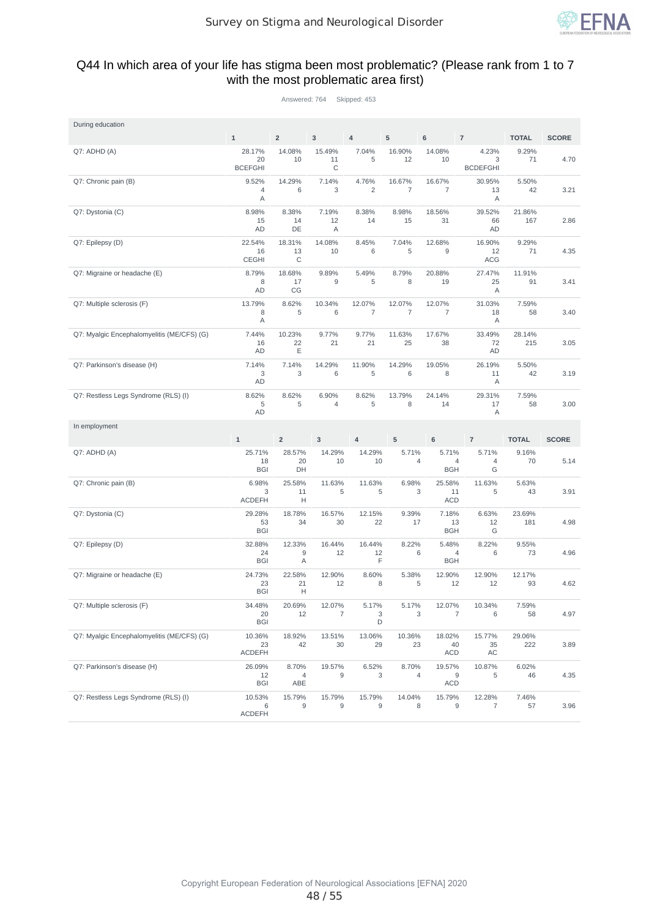## Q44 In which area of your life has stigma been most problematic? (Please rank from 1 to 7 with the most problematic area first)

Answered: 764 Skipped: 453

**During education**

| | 1 | 2 | 3 | 4 | 5 | 6 | 7 | TOTAL | SCORE |
|---|---|---|---|---|---|---|---|---|---|
| Q7: ADHD (A) | 28.17% 20 BCEFGHI | 14.08% 10 | 15.49% 11 C | 7.04% 5 | 16.90% 12 | 14.08% 10 | 4.23% 3 BCDEFGHI | 9.29% 71 | 4.70 |
| Q7: Chronic pain (B) | 9.52% 4 A | 14.29% 6 | 7.14% 3 | 4.76% 2 | 16.67% 7 | 16.67% 7 | 30.95% 13 A | 5.50% 42 | 3.21 |
| Q7: Dystonia (C) | 8.98% 15 AD | 8.38% 14 DE | 7.19% 12 A | 8.38% 14 | 8.98% 15 | 18.56% 31 | 39.52% 66 AD | 21.86% 167 | 2.86 |
| Q7: Epilepsy (D) | 22.54% 16 CEGHI | 18.31% 13 C | 14.08% 10 | 8.45% 6 | 7.04% 5 | 12.68% 9 | 16.90% 12 ACG | 9.29% 71 | 4.35 |
| Q7: Migraine or headache (E) | 8.79% 8 AD | 18.68% 17 CG | 9.89% 9 | 5.49% 5 | 8.79% 8 | 20.88% 19 | 27.47% 25 A | 11.91% 91 | 3.41 |
| Q7: Multiple sclerosis (F) | 13.79% 8 A | 8.62% 5 | 10.34% 6 | 12.07% 7 | 12.07% 7 | 12.07% 7 | 31.03% 18 A | 7.59% 58 | 3.40 |
| Q7: Myalgic Encephalomyelitis (ME/CFS) (G) | 7.44% 16 AD | 10.23% 22 E | 9.77% 21 | 9.77% 21 | 11.63% 25 | 17.67% 38 | 33.49% 72 AD | 28.14% 215 | 3.05 |
| Q7: Parkinson's disease (H) | 7.14% 3 AD | 7.14% 3 | 14.29% 6 | 11.90% 5 | 14.29% 6 | 19.05% 8 | 26.19% 11 A | 5.50% 42 | 3.19 |
| Q7: Restless Legs Syndrome (RLS) (I) | 8.62% 5 AD | 8.62% 5 | 6.90% 4 | 8.62% 5 | 13.79% 8 | 24.14% 14 | 29.31% 17 A | 7.59% 58 | 3.00 |

**In employment**

| | 1 | 2 | 3 | 4 | 5 | 6 | 7 | TOTAL | SCORE |
|---|---|---|---|---|---|---|---|---|---|
| Q7: ADHD (A) | 25.71% 18 BGI | 28.57% 20 DH | 14.29% 10 | 14.29% 10 | 5.71% 4 | 5.71% 4 BGH | 5.71% 4 G | 9.16% 70 | 5.14 |
| Q7: Chronic pain (B) | 6.98% 3 ACDEFH | 25.58% 11 H | 11.63% 5 | 11.63% 5 | 6.98% 3 | 25.58% 11 ACD | 11.63% 5 | 5.63% 43 | 3.91 |
| Q7: Dystonia (C) | 29.28% 53 BGI | 18.78% 34 | 16.57% 30 | 12.15% 22 | 9.39% 17 | 7.18% 13 BGH | 6.63% 12 G | 23.69% 181 | 4.98 |
| Q7: Epilepsy (D) | 32.88% 24 BGI | 12.33% 9 A | 16.44% 12 | 16.44% 12 F | 8.22% 6 | 5.48% 4 BGH | 8.22% 6 | 9.55% 73 | 4.96 |
| Q7: Migraine or headache (E) | 24.73% 23 BGI | 22.58% 21 H | 12.90% 12 | 8.60% 8 | 5.38% 5 | 12.90% 12 | 12.90% 12 | 12.17% 93 | 4.62 |
| Q7: Multiple sclerosis (F) | 34.48% 20 BGI | 20.69% 12 | 12.07% 7 | 5.17% 3 D | 5.17% 3 | 12.07% 7 | 10.34% 6 | 7.59% 58 | 4.97 |
| Q7: Myalgic Encephalomyelitis (ME/CFS) (G) | 10.36% 23 ACDEFH | 18.92% 42 | 13.51% 30 | 13.06% 29 | 10.36% 23 | 18.02% 40 ACD | 15.77% 35 AC | 29.06% 222 | 3.89 |
| Q7: Parkinson's disease (H) | 26.09% 12 BGI | 8.70% 4 ABE | 19.57% 9 | 6.52% 3 | 8.70% 4 | 19.57% 9 ACD | 10.87% 5 | 6.02% 46 | 4.35 |
| Q7: Restless Legs Syndrome (RLS) (I) | 10.53% 6 ACDEFH | 15.79% 9 | 15.79% 9 | 15.79% 9 | 14.04% 8 | 15.79% 9 | 12.28% 7 | 7.46% 57 | 3.96 |

Copyright European Federation of Neurological Associations [EFNA] 2020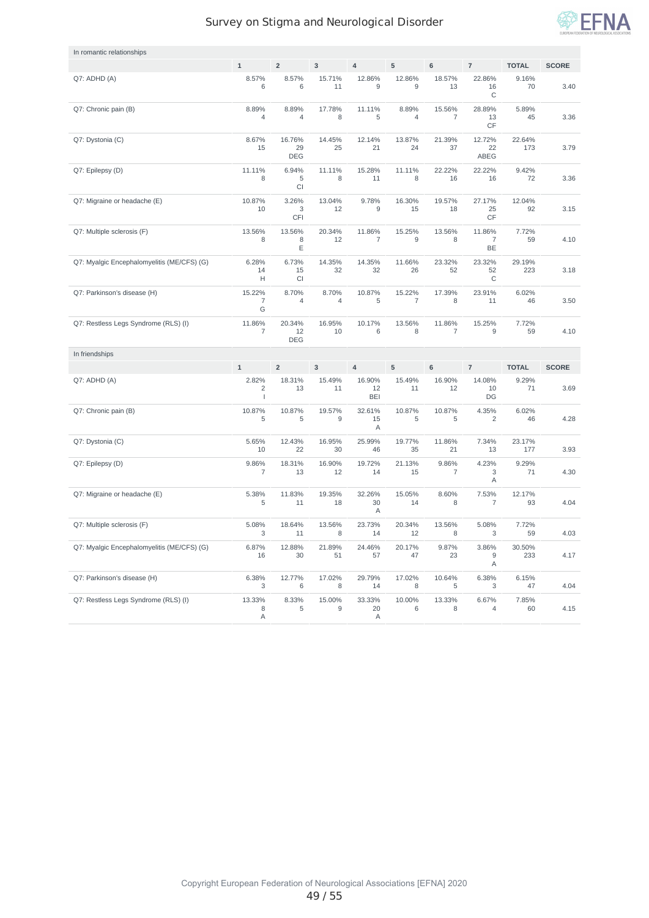## In romantic relationships

| | 1 | 2 | 3 | 4 | 5 | 6 | 7 | TOTAL | SCORE |
|---|---|---|---|---|---|---|---|---|---|
| Q7: ADHD (A) | 8.57% 6 | 8.57% 6 | 15.71% 11 | 12.86% 9 | 12.86% 9 | 18.57% 13 | 22.86% 16 C | 9.16% 70 | 3.40 |
| Q7: Chronic pain (B) | 8.89% 4 | 8.89% 4 | 17.78% 8 | 11.11% 5 | 8.89% 4 | 15.56% 7 | 28.89% 13 CF | 5.89% 45 | 3.36 |
| Q7: Dystonia (C) | 8.67% 15 | 16.76% 29 DEG | 14.45% 25 | 12.14% 21 | 13.87% 24 | 21.39% 37 | 12.72% 22 ABEG | 22.64% 173 | 3.79 |
| Q7: Epilepsy (D) | 11.11% 8 | 6.94% 5 CI | 11.11% 8 | 15.28% 11 | 11.11% 8 | 22.22% 16 | 22.22% 16 | 9.42% 72 | 3.36 |
| Q7: Migraine or headache (E) | 10.87% 10 | 3.26% 3 CFI | 13.04% 12 | 9.78% 9 | 16.30% 15 | 19.57% 18 | 27.17% 25 CF | 12.04% 92 | 3.15 |
| Q7: Multiple sclerosis (F) | 13.56% 8 | 13.56% 8 E | 20.34% 12 | 11.86% 7 | 15.25% 9 | 13.56% 8 | 11.86% 7 BE | 7.72% 59 | 4.10 |
| Q7: Myalgic Encephalomyelitis (ME/CFS) (G) | 6.28% 14 H | 6.73% 15 CI | 14.35% 32 | 14.35% 32 | 11.66% 26 | 23.32% 52 | 23.32% 52 C | 29.19% 223 | 3.18 |
| Q7: Parkinson's disease (H) | 15.22% 7 G | 8.70% 4 | 8.70% 4 | 10.87% 5 | 15.22% 7 | 17.39% 8 | 23.91% 11 | 6.02% 46 | 3.50 |
| Q7: Restless Legs Syndrome (RLS) (I) | 11.86% 7 | 20.34% 12 DEG | 16.95% 10 | 10.17% 6 | 13.56% 8 | 11.86% 7 | 15.25% 9 | 7.72% 59 | 4.10 |

## In friendships

| | 1 | 2 | 3 | 4 | 5 | 6 | 7 | TOTAL | SCORE |
|---|---|---|---|---|---|---|---|---|---|
| Q7: ADHD (A) | 2.82% 2 I | 18.31% 13 | 15.49% 11 | 16.90% 12 BEI | 15.49% 11 | 16.90% 12 | 14.08% 10 DG | 9.29% 71 | 3.69 |
| Q7: Chronic pain (B) | 10.87% 5 | 10.87% 5 | 19.57% 9 | 32.61% 15 A | 10.87% 5 | 10.87% 5 | 4.35% 2 | 6.02% 46 | 4.28 |
| Q7: Dystonia (C) | 5.65% 10 | 12.43% 22 | 16.95% 30 | 25.99% 46 | 19.77% 35 | 11.86% 21 | 7.34% 13 | 23.17% 177 | 3.93 |
| Q7: Epilepsy (D) | 9.86% 7 | 18.31% 13 | 16.90% 12 | 19.72% 14 | 21.13% 15 | 9.86% 7 | 4.23% 3 A | 9.29% 71 | 4.30 |
| Q7: Migraine or headache (E) | 5.38% 5 | 11.83% 11 | 19.35% 18 | 32.26% 30 A | 15.05% 14 | 8.60% 8 | 7.53% 7 | 12.17% 93 | 4.04 |
| Q7: Multiple sclerosis (F) | 5.08% 3 | 18.64% 11 | 13.56% 8 | 23.73% 14 | 20.34% 12 | 13.56% 8 | 5.08% 3 | 7.72% 59 | 4.03 |
| Q7: Myalgic Encephalomyelitis (ME/CFS) (G) | 6.87% 16 | 12.88% 30 | 21.89% 51 | 24.46% 57 | 20.17% 47 | 9.87% 23 | 3.86% 9 A | 30.50% 233 | 4.17 |
| Q7: Parkinson's disease (H) | 6.38% 3 | 12.77% 6 | 17.02% 8 | 29.79% 14 | 17.02% 8 | 10.64% 5 | 6.38% 3 | 6.15% 47 | 4.04 |
| Q7: Restless Legs Syndrome (RLS) (I) | 13.33% 8 A | 8.33% 5 | 15.00% 9 | 33.33% 20 A | 10.00% 6 | 13.33% 8 | 6.67% 4 | 7.85% 60 | 4.15 |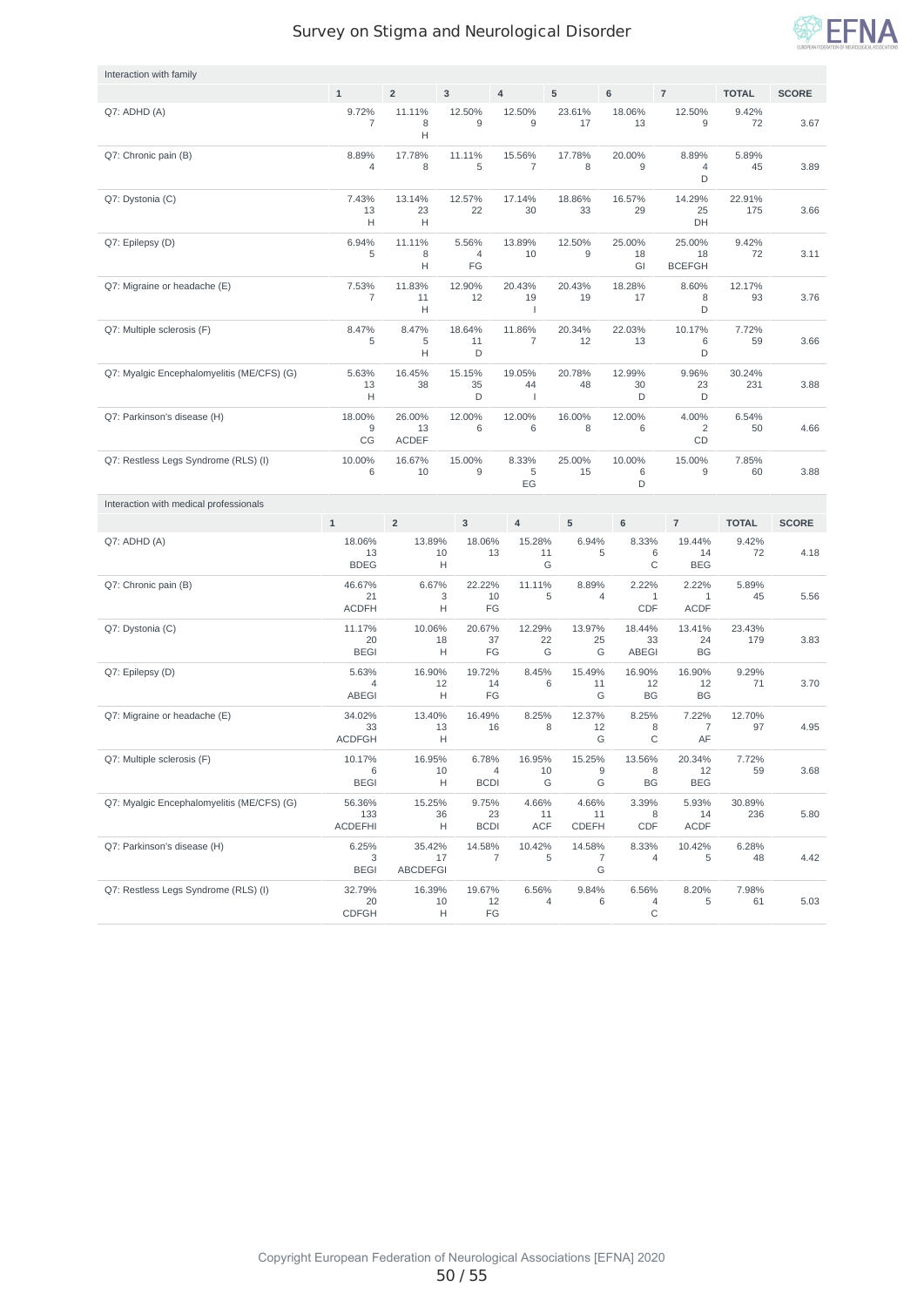Survey on Stigma and Neurological Disorder

Interaction with family

| | 1 | 2 | 3 | 4 | 5 | 6 | 7 | TOTAL | SCORE |
|---|---|---|---|---|---|---|---|---|---|
| Q7: ADHD (A) | 9.72% 7 | 11.11% 8 H | 12.50% 9 | 12.50% 9 | 23.61% 17 | 18.06% 13 | 12.50% 9 | 9.42% 72 | 3.67 |
| Q7: Chronic pain (B) | 8.89% 4 | 17.78% 8 | 11.11% 5 | 15.56% 7 | 17.78% 8 | 20.00% 9 | 8.89% 4 D | 5.89% 45 | 3.89 |
| Q7: Dystonia (C) | 7.43% 13 H | 13.14% 23 H | 12.57% 22 | 17.14% 30 | 18.86% 33 | 16.57% 29 | 14.29% 25 DH | 22.91% 175 | 3.66 |
| Q7: Epilepsy (D) | 6.94% 5 | 11.11% 8 H | 5.56% 4 FG | 13.89% 10 | 12.50% 9 | 25.00% 18 GI | 25.00% 18 BCEFGH | 9.42% 72 | 3.11 |
| Q7: Migraine or headache (E) | 7.53% 7 | 11.83% 11 H | 12.90% 12 | 20.43% 19 I | 20.43% 19 | 18.28% 17 | 8.60% 8 D | 12.17% 93 | 3.76 |
| Q7: Multiple sclerosis (F) | 8.47% 5 | 8.47% 5 H | 18.64% 11 D | 11.86% 7 | 20.34% 12 | 22.03% 13 | 10.17% 6 D | 7.72% 59 | 3.66 |
| Q7: Myalgic Encephalomyelitis (ME/CFS) (G) | 5.63% 13 H | 16.45% 38 | 15.15% 35 D | 19.05% 44 I | 20.78% 48 | 12.99% 30 D | 9.96% 23 D | 30.24% 231 | 3.88 |
| Q7: Parkinson's disease (H) | 18.00% 9 CG | 26.00% 13 ACDEF | 12.00% 6 | 12.00% 6 | 16.00% 8 | 12.00% 6 | 4.00% 2 CD | 6.54% 50 | 4.66 |
| Q7: Restless Legs Syndrome (RLS) (I) | 10.00% 6 | 16.67% 10 | 15.00% 9 | 8.33% 5 EG | 25.00% 15 | 10.00% 6 D | 15.00% 9 | 7.85% 60 | 3.88 |

Interaction with medical professionals

| | 1 | 2 | 3 | 4 | 5 | 6 | 7 | TOTAL | SCORE |
|---|---|---|---|---|---|---|---|---|---|
| Q7: ADHD (A) | 18.06% 13 BDEG | 13.89% 10 H | 18.06% 13 | 15.28% 11 G | 6.94% 5 | 8.33% 6 C | 19.44% 14 BEG | 9.42% 72 | 4.18 |
| Q7: Chronic pain (B) | 46.67% 21 ACDFH | 6.67% 3 H | 22.22% 10 FG | 11.11% 5 | 8.89% 4 | 2.22% 1 CDF | 2.22% 1 ACDF | 5.89% 45 | 5.56 |
| Q7: Dystonia (C) | 11.17% 20 BEGI | 10.06% 18 H | 20.67% 37 FG | 12.29% 22 G | 13.97% 25 G | 18.44% 33 ABEGI | 13.41% 24 BG | 23.43% 179 | 3.83 |
| Q7: Epilepsy (D) | 5.63% 4 ABEGI | 16.90% 12 H | 19.72% 14 FG | 8.45% 6 | 15.49% 11 G | 16.90% 12 BG | 16.90% 12 BG | 9.29% 71 | 3.70 |
| Q7: Migraine or headache (E) | 34.02% 33 ACDFGH | 13.40% 13 H | 16.49% 16 | 8.25% 8 | 12.37% 12 G | 8.25% 8 C | 7.22% 7 AF | 12.70% 97 | 4.95 |
| Q7: Multiple sclerosis (F) | 10.17% 6 BEGI | 16.95% 10 H | 6.78% 4 BCDI | 16.95% 10 G | 15.25% 9 G | 13.56% 8 BG | 20.34% 12 BEG | 7.72% 59 | 3.68 |
| Q7: Myalgic Encephalomyelitis (ME/CFS) (G) | 56.36% 133 ACDEFHI | 15.25% 36 H | 9.75% 23 BCDI | 4.66% 11 ACF | 4.66% 11 CDEFH | 3.39% 8 CDF | 5.93% 14 ACDF | 30.89% 236 | 5.80 |
| Q7: Parkinson's disease (H) | 6.25% 3 BEGI | 35.42% 17 ABCDEFGI | 14.58% 7 | 10.42% 5 | 14.58% 7 G | 8.33% 4 | 10.42% 5 | 6.28% 48 | 4.42 |
| Q7: Restless Legs Syndrome (RLS) (I) | 32.79% 20 CDFGH | 16.39% 10 H | 19.67% 12 FG | 6.56% 4 | 9.84% 6 | 6.56% 4 C | 8.20% 5 | 7.98% 61 | 5.03 |

Copyright European Federation of Neurological Associations [EFNA] 2020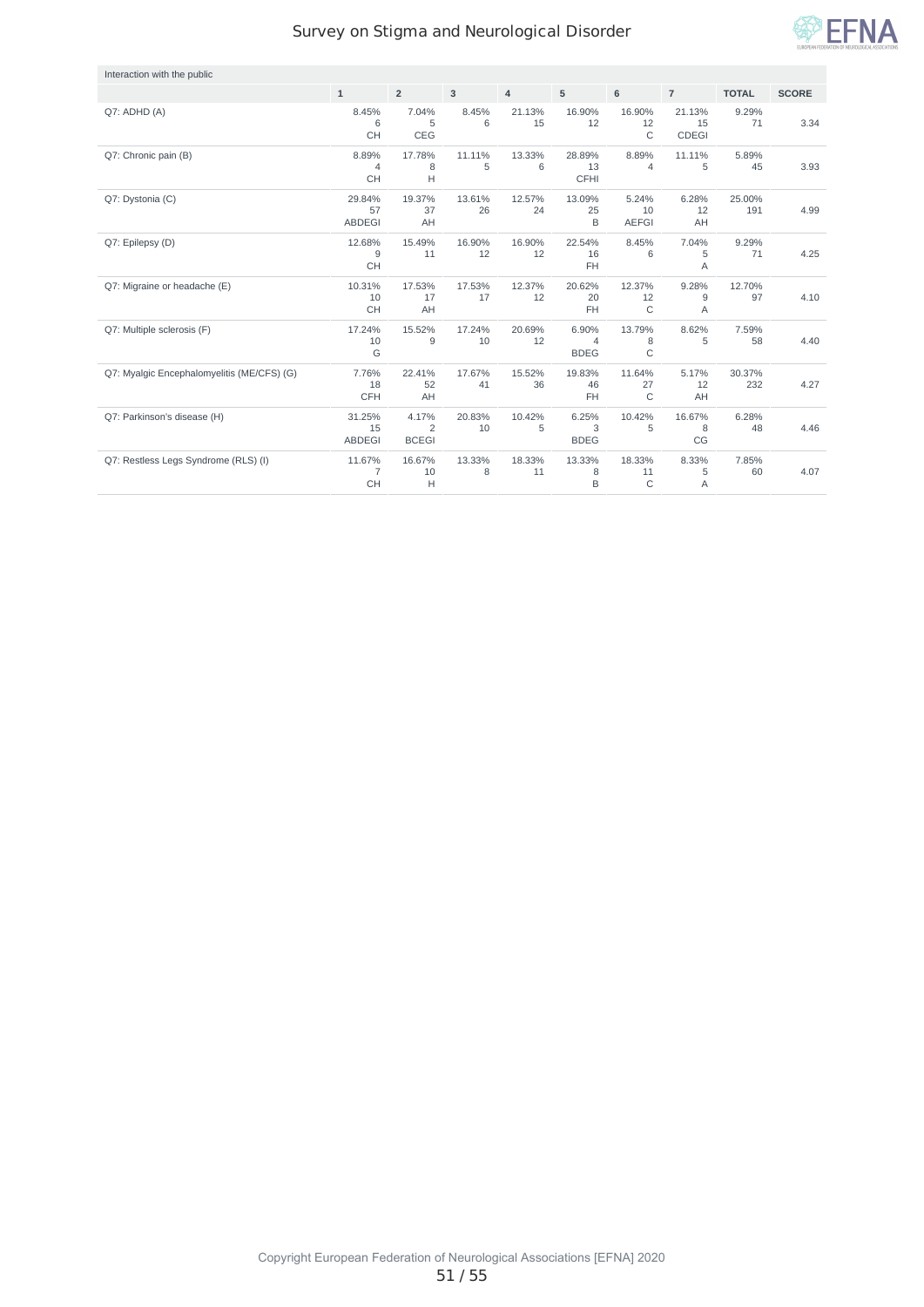# Survey on Stigma and Neurological Disorder

Interaction with the public

| | 1 | 2 | 3 | 4 | 5 | 6 | 7 | TOTAL | SCORE |
|---|---|---|---|---|---|---|---|---|---|
| Q7: ADHD (A) | 8.45% 6 CH | 7.04% 5 CEG | 8.45% 6 | 21.13% 15 | 16.90% 12 | 16.90% 12 C | 21.13% 15 CDEGI | 9.29% 71 | 3.34 |
| Q7: Chronic pain (B) | 8.89% 4 CH | 17.78% 8 H | 11.11% 5 | 13.33% 6 | 28.89% 13 CFHI | 8.89% 4 | 11.11% 5 | 5.89% 45 | 3.93 |
| Q7: Dystonia (C) | 29.84% 57 ABDEGI | 19.37% 37 AH | 13.61% 26 | 12.57% 24 | 13.09% 25 B | 5.24% 10 AEFGI | 6.28% 12 AH | 25.00% 191 | 4.99 |
| Q7: Epilepsy (D) | 12.68% 9 CH | 15.49% 11 | 16.90% 12 | 16.90% 12 | 22.54% 16 FH | 8.45% 6 | 7.04% 5 A | 9.29% 71 | 4.25 |
| Q7: Migraine or headache (E) | 10.31% 10 CH | 17.53% 17 AH | 17.53% 17 | 12.37% 12 | 20.62% 20 FH | 12.37% 12 C | 9.28% 9 A | 12.70% 97 | 4.10 |
| Q7: Multiple sclerosis (F) | 17.24% 10 G | 15.52% 9 | 17.24% 10 | 20.69% 12 | 6.90% 4 BDEG | 13.79% 8 C | 8.62% 5 | 7.59% 58 | 4.40 |
| Q7: Myalgic Encephalomyelitis (ME/CFS) (G) | 7.76% 18 CFH | 22.41% 52 AH | 17.67% 41 | 15.52% 36 | 19.83% 46 FH | 11.64% 27 C | 5.17% 12 AH | 30.37% 232 | 4.27 |
| Q7: Parkinson's disease (H) | 31.25% 15 ABDEGI | 4.17% 2 BCEGI | 20.83% 10 | 10.42% 5 | 6.25% 3 BDEG | 10.42% 5 | 16.67% 8 CG | 6.28% 48 | 4.46 |
| Q7: Restless Legs Syndrome (RLS) (I) | 11.67% 7 CH | 16.67% 10 H | 13.33% 8 | 18.33% 11 | 13.33% 8 B | 18.33% 11 C | 8.33% 5 A | 7.85% 60 | 4.07 |

Copyright European Federation of Neurological Associations [EFNA] 2020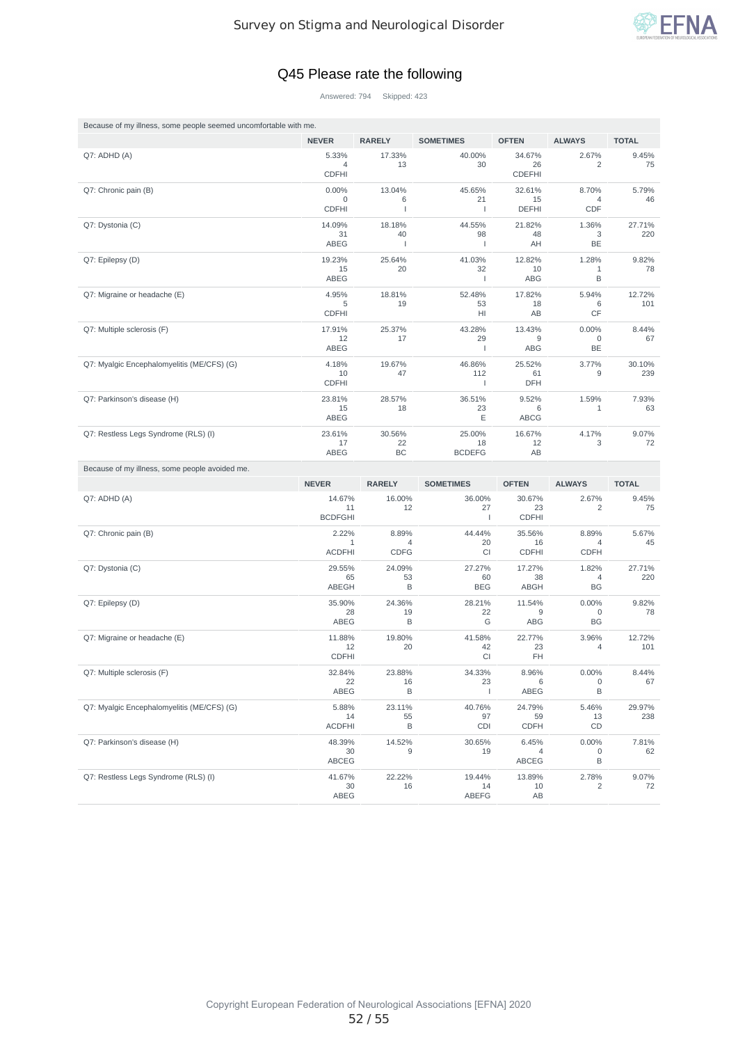# Q45 Please rate the following

Answered: 794 Skipped: 423

Because of my illness, some people seemed uncomfortable with me.

| | NEVER | RARELY | SOMETIMES | OFTEN | ALWAYS | TOTAL |
|---|---|---|---|---|---|---|
| Q7: ADHD (A) | 5.33% 4 CDFHI | 17.33% 13 | 40.00% 30 | 34.67% 26 CDEFHI | 2.67% 2 | 9.45% 75 |
| Q7: Chronic pain (B) | 0.00% 0 CDFHI | 13.04% 6 I | 45.65% 21 I | 32.61% 15 DEFHI | 8.70% 4 CDF | 5.79% 46 |
| Q7: Dystonia (C) | 14.09% 31 ABEG | 18.18% 40 I | 44.55% 98 I | 21.82% 48 AH | 1.36% 3 BE | 27.71% 220 |
| Q7: Epilepsy (D) | 19.23% 15 ABEG | 25.64% 20 | 41.03% 32 I | 12.82% 10 ABG | 1.28% 1 B | 9.82% 78 |
| Q7: Migraine or headache (E) | 4.95% 5 CDFHI | 18.81% 19 | 52.48% 53 HI | 17.82% 18 AB | 5.94% 6 CF | 12.72% 101 |
| Q7: Multiple sclerosis (F) | 17.91% 12 ABEG | 25.37% 17 | 43.28% 29 I | 13.43% 9 ABG | 0.00% 0 BE | 8.44% 67 |
| Q7: Myalgic Encephalomyelitis (ME/CFS) (G) | 4.18% 10 CDFHI | 19.67% 47 | 46.86% 112 I | 25.52% 61 DFH | 3.77% 9 | 30.10% 239 |
| Q7: Parkinson's disease (H) | 23.81% 15 ABEG | 28.57% 18 | 36.51% 23 E | 9.52% 6 ABCG | 1.59% 1 | 7.93% 63 |
| Q7: Restless Legs Syndrome (RLS) (I) | 23.61% 17 ABEG | 30.56% 22 BC | 25.00% 18 BCDEFG | 16.67% 12 AB | 4.17% 3 | 9.07% 72 |

Because of my illness, some people avoided me.

| | NEVER | RARELY | SOMETIMES | OFTEN | ALWAYS | TOTAL |
|---|---|---|---|---|---|---|
| Q7: ADHD (A) | 14.67% 11 BCDFGHI | 16.00% 12 | 36.00% 27 I | 30.67% 23 CDFHI | 2.67% 2 | 9.45% 75 |
| Q7: Chronic pain (B) | 2.22% 1 ACDFHI | 8.89% 4 CDFG | 44.44% 20 CI | 35.56% 16 CDFHI | 8.89% 4 CDFH | 5.67% 45 |
| Q7: Dystonia (C) | 29.55% 65 ABEGH | 24.09% 53 B | 27.27% 60 BEG | 17.27% 38 ABGH | 1.82% 4 BG | 27.71% 220 |
| Q7: Epilepsy (D) | 35.90% 28 ABEG | 24.36% 19 B | 28.21% 22 G | 11.54% 9 ABG | 0.00% 0 BG | 9.82% 78 |
| Q7: Migraine or headache (E) | 11.88% 12 CDFHI | 19.80% 20 | 41.58% 42 CI | 22.77% 23 FH | 3.96% 4 | 12.72% 101 |
| Q7: Multiple sclerosis (F) | 32.84% 22 ABEG | 23.88% 16 B | 34.33% 23 I | 8.96% 6 ABEG | 0.00% 0 B | 8.44% 67 |
| Q7: Myalgic Encephalomyelitis (ME/CFS) (G) | 5.88% 14 ACDFHI | 23.11% 55 B | 40.76% 97 CDI | 24.79% 59 CDFH | 5.46% 13 CD | 29.97% 238 |
| Q7: Parkinson's disease (H) | 48.39% 30 ABCEG | 14.52% 9 | 30.65% 19 | 6.45% 4 ABCEG | 0.00% 0 B | 7.81% 62 |
| Q7: Restless Legs Syndrome (RLS) (I) | 41.67% 30 ABEG | 22.22% 16 | 19.44% 14 ABEFG | 13.89% 10 AB | 2.78% 2 | 9.07% 72 |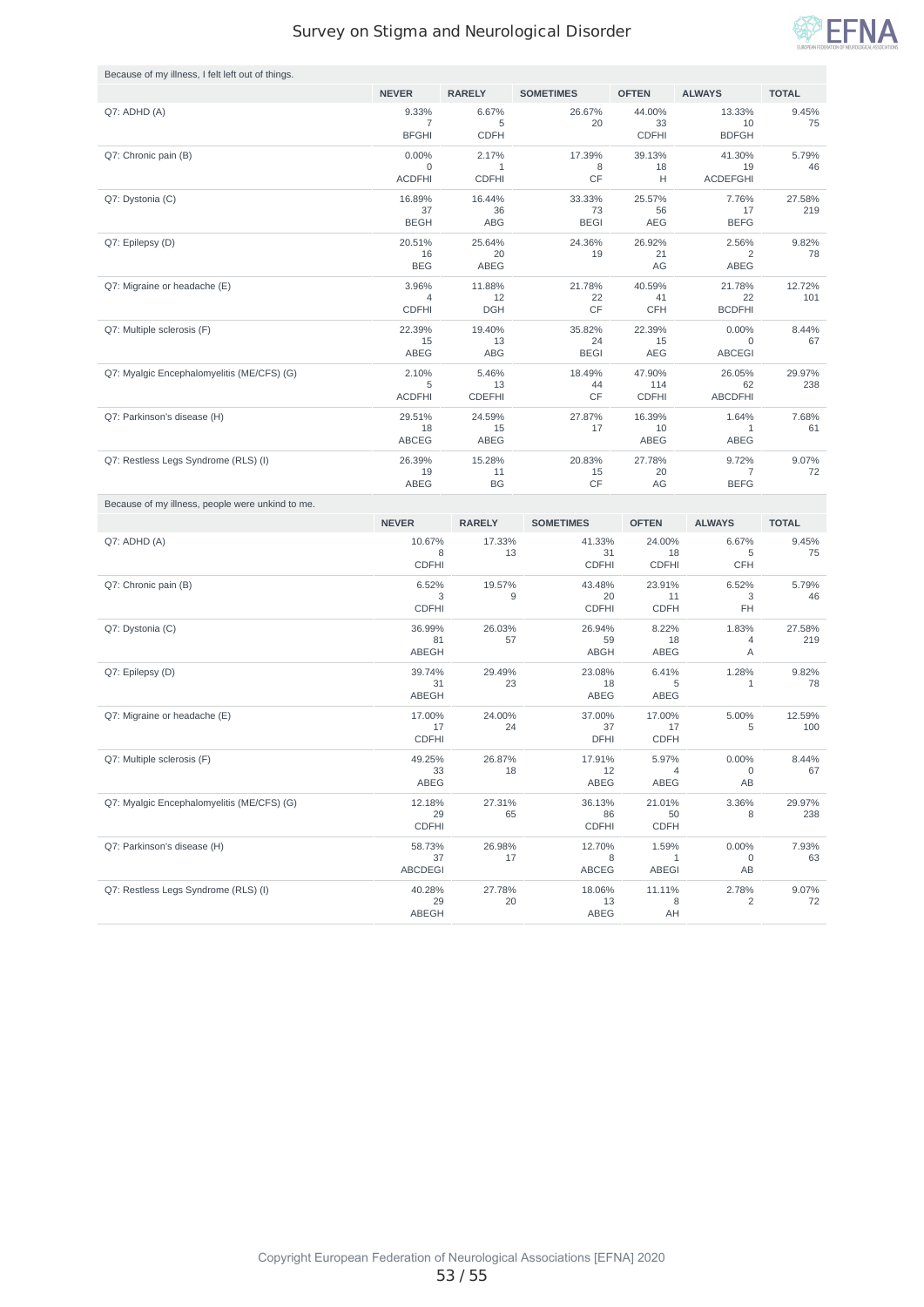Because of my illness, I felt left out of things.

| | NEVER | RARELY | SOMETIMES | OFTEN | ALWAYS | TOTAL |
|---|---|---|---|---|---|---|
| Q7: ADHD (A) | 9.33%<br>7<br>BFGHI | 6.67%<br>5<br>CDFH | 26.67%<br>20 | 44.00%<br>33<br>CDFHI | 13.33%<br>10<br>BDFGH | 9.45%<br>75 |
| Q7: Chronic pain (B) | 0.00%<br>0<br>ACDFHI | 2.17%<br>1<br>CDFHI | 17.39%<br>8<br>CF | 39.13%<br>18<br>H | 41.30%<br>19<br>ACDEFGHI | 5.79%<br>46 |
| Q7: Dystonia (C) | 16.89%<br>37<br>BEGH | 16.44%<br>36<br>ABG | 33.33%<br>73<br>BEGI | 25.57%<br>56<br>AEG | 7.76%<br>17<br>BEFG | 27.58%<br>219 |
| Q7: Epilepsy (D) | 20.51%<br>16<br>BEG | 25.64%<br>20<br>ABEG | 24.36%<br>19 | 26.92%<br>21<br>AG | 2.56%<br>2<br>ABEG | 9.82%<br>78 |
| Q7: Migraine or headache (E) | 3.96%<br>4<br>CDFHI | 11.88%<br>12<br>DGH | 21.78%<br>22<br>CF | 40.59%<br>41<br>CFH | 21.78%<br>22<br>BCDFHI | 12.72%<br>101 |
| Q7: Multiple sclerosis (F) | 22.39%<br>15<br>ABEG | 19.40%<br>13<br>ABG | 35.82%<br>24<br>BEGI | 22.39%<br>15<br>AEG | 0.00%<br>0<br>ABCEGI | 8.44%<br>67 |
| Q7: Myalgic Encephalomyelitis (ME/CFS) (G) | 2.10%<br>5<br>ACDFHI | 5.46%<br>13<br>CDEFHI | 18.49%<br>44<br>CF | 47.90%<br>114<br>CDFHI | 26.05%<br>62<br>ABCDFHI | 29.97%<br>238 |
| Q7: Parkinson's disease (H) | 29.51%<br>18<br>ABCEG | 24.59%<br>15<br>ABEG | 27.87%<br>17 | 16.39%<br>10<br>ABEG | 1.64%<br>1<br>ABEG | 7.68%<br>61 |
| Q7: Restless Legs Syndrome (RLS) (I) | 26.39%<br>19<br>ABEG | 15.28%<br>11<br>BG | 20.83%<br>15<br>CF | 27.78%<br>20<br>AG | 9.72%<br>7<br>BEFG | 9.07%<br>72 |

Because of my illness, people were unkind to me.

| | NEVER | RARELY | SOMETIMES | OFTEN | ALWAYS | TOTAL |
|---|---|---|---|---|---|---|
| Q7: ADHD (A) | 10.67%<br>8<br>CDFHI | 17.33%<br>13 | 41.33%<br>31<br>CDFHI | 24.00%<br>18<br>CDFHI | 6.67%<br>5<br>CFH | 9.45%<br>75 |
| Q7: Chronic pain (B) | 6.52%<br>3<br>CDFHI | 19.57%<br>9 | 43.48%<br>20<br>CDFHI | 23.91%<br>11<br>CDFH | 6.52%<br>3<br>FH | 5.79%<br>46 |
| Q7: Dystonia (C) | 36.99%<br>81<br>ABEGH | 26.03%<br>57 | 26.94%<br>59<br>ABGH | 8.22%<br>18<br>ABEG | 1.83%<br>4<br>A | 27.58%<br>219 |
| Q7: Epilepsy (D) | 39.74%<br>31<br>ABEGH | 29.49%<br>23 | 23.08%<br>18<br>ABEG | 6.41%<br>5<br>ABEG | 1.28%<br>1 | 9.82%<br>78 |
| Q7: Migraine or headache (E) | 17.00%<br>17<br>CDFHI | 24.00%<br>24 | 37.00%<br>37<br>DFHI | 17.00%<br>17<br>CDFH | 5.00%<br>5 | 12.59%<br>100 |
| Q7: Multiple sclerosis (F) | 49.25%<br>33<br>ABEG | 26.87%<br>18 | 17.91%<br>12<br>ABEG | 5.97%<br>4<br>ABEG | 0.00%<br>0<br>AB | 8.44%<br>67 |
| Q7: Myalgic Encephalomyelitis (ME/CFS) (G) | 12.18%<br>29<br>CDFHI | 27.31%<br>65 | 36.13%<br>86<br>CDFHI | 21.01%<br>50<br>CDFH | 3.36%<br>8 | 29.97%<br>238 |
| Q7: Parkinson's disease (H) | 58.73%<br>37<br>ABCDEGI | 26.98%<br>17 | 12.70%<br>8<br>ABCEG | 1.59%<br>1<br>ABEGI | 0.00%<br>0<br>AB | 7.93%<br>63 |
| Q7: Restless Legs Syndrome (RLS) (I) | 40.28%<br>29<br>ABEGH | 27.78%<br>20 | 18.06%<br>13<br>ABEG | 11.11%<br>8<br>AH | 2.78%<br>2 | 9.07%<br>72 |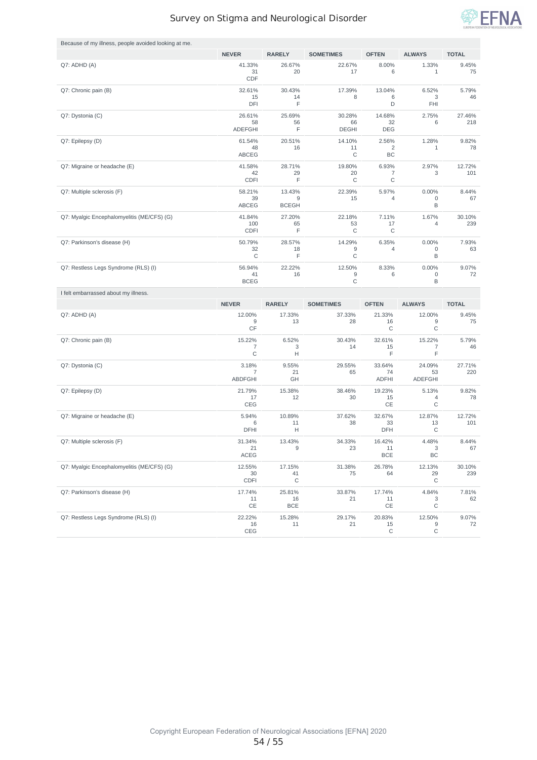Because of my illness, people avoided looking at me.

| | NEVER | RARELY | SOMETIMES | OFTEN | ALWAYS | TOTAL |
|---|---|---|---|---|---|---|
| Q7: ADHD (A) | 41.33% 31 CDF | 26.67% 20 | 22.67% 17 | 8.00% 6 | 1.33% 1 | 9.45% 75 |
| Q7: Chronic pain (B) | 32.61% 15 DFI | 30.43% 14 F | 17.39% 8 | 13.04% 6 D | 6.52% 3 FHI | 5.79% 46 |
| Q7: Dystonia (C) | 26.61% 58 ADEFGHI | 25.69% 56 F | 30.28% 66 DEGHI | 14.68% 32 DEG | 2.75% 6 | 27.46% 218 |
| Q7: Epilepsy (D) | 61.54% 48 ABCEG | 20.51% 16 | 14.10% 11 C | 2.56% 2 BC | 1.28% 1 | 9.82% 78 |
| Q7: Migraine or headache (E) | 41.58% 42 CDFI | 28.71% 29 F | 19.80% 20 C | 6.93% 7 C | 2.97% 3 | 12.72% 101 |
| Q7: Multiple sclerosis (F) | 58.21% 39 ABCEG | 13.43% 9 BCEGH | 22.39% 15 | 5.97% 4 | 0.00% 0 B | 8.44% 67 |
| Q7: Myalgic Encephalomyelitis (ME/CFS) (G) | 41.84% 100 CDFI | 27.20% 65 F | 22.18% 53 C | 7.11% 17 C | 1.67% 4 | 30.10% 239 |
| Q7: Parkinson's disease (H) | 50.79% 32 C | 28.57% 18 F | 14.29% 9 C | 6.35% 4 | 0.00% 0 B | 7.93% 63 |
| Q7: Restless Legs Syndrome (RLS) (I) | 56.94% 41 BCEG | 22.22% 16 | 12.50% 9 C | 8.33% 6 | 0.00% 0 B | 9.07% 72 |

I felt embarrassed about my illness.

| | NEVER | RARELY | SOMETIMES | OFTEN | ALWAYS | TOTAL |
|---|---|---|---|---|---|---|
| Q7: ADHD (A) | 12.00% 9 CF | 17.33% 13 | 37.33% 28 | 21.33% 16 C | 12.00% 9 C | 9.45% 75 |
| Q7: Chronic pain (B) | 15.22% 7 C | 6.52% 3 H | 30.43% 14 | 32.61% 15 F | 15.22% 7 F | 5.79% 46 |
| Q7: Dystonia (C) | 3.18% 7 ABDFGHI | 9.55% 21 GH | 29.55% 65 | 33.64% 74 ADFHI | 24.09% 53 ADEFGHI | 27.71% 220 |
| Q7: Epilepsy (D) | 21.79% 17 CEG | 15.38% 12 | 38.46% 30 | 19.23% 15 CE | 5.13% 4 C | 9.82% 78 |
| Q7: Migraine or headache (E) | 5.94% 6 DFHI | 10.89% 11 H | 37.62% 38 | 32.67% 33 DFH | 12.87% 13 C | 12.72% 101 |
| Q7: Multiple sclerosis (F) | 31.34% 21 ACEG | 13.43% 9 | 34.33% 23 | 16.42% 11 BCE | 4.48% 3 BC | 8.44% 67 |
| Q7: Myalgic Encephalomyelitis (ME/CFS) (G) | 12.55% 30 CDFI | 17.15% 41 C | 31.38% 75 | 26.78% 64 | 12.13% 29 C | 30.10% 239 |
| Q7: Parkinson's disease (H) | 17.74% 11 CE | 25.81% 16 BCE | 33.87% 21 | 17.74% 11 CE | 4.84% 3 C | 7.81% 62 |
| Q7: Restless Legs Syndrome (RLS) (I) | 22.22% 16 CEG | 15.28% 11 | 29.17% 21 | 20.83% 15 C | 12.50% 9 C | 9.07% 72 |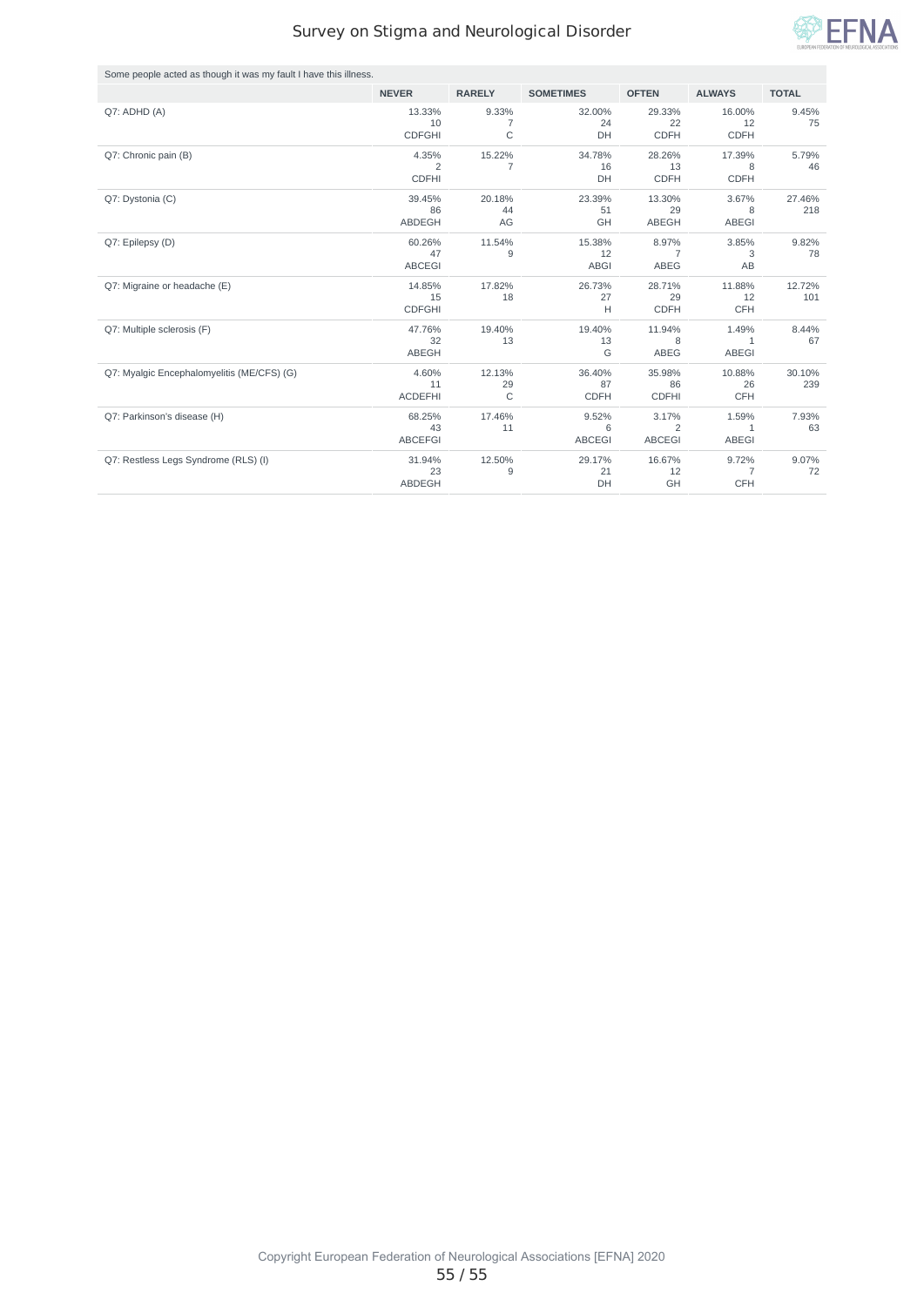Some people acted as though it was my fault I have this illness.

| | NEVER | RARELY | SOMETIMES | OFTEN | ALWAYS | TOTAL |
|---|---|---|---|---|---|---|
| Q7: ADHD (A) | 13.33% 10 CDFGHI | 9.33% 7 C | 32.00% 24 DH | 29.33% 22 CDFH | 16.00% 12 CDFH | 9.45% 75 |
| Q7: Chronic pain (B) | 4.35% 2 CDFHI | 15.22% 7 | 34.78% 16 DH | 28.26% 13 CDFH | 17.39% 8 CDFH | 5.79% 46 |
| Q7: Dystonia (C) | 39.45% 86 ABDEGH | 20.18% 44 AG | 23.39% 51 GH | 13.30% 29 ABEGH | 3.67% 8 ABEGI | 27.46% 218 |
| Q7: Epilepsy (D) | 60.26% 47 ABCEGI | 11.54% 9 | 15.38% 12 ABGI | 8.97% 7 ABEG | 3.85% 3 AB | 9.82% 78 |
| Q7: Migraine or headache (E) | 14.85% 15 CDFGHI | 17.82% 18 | 26.73% 27 H | 28.71% 29 CDFH | 11.88% 12 CFH | 12.72% 101 |
| Q7: Multiple sclerosis (F) | 47.76% 32 ABEGH | 19.40% 13 | 19.40% 13 G | 11.94% 8 ABEG | 1.49% 1 ABEGI | 8.44% 67 |
| Q7: Myalgic Encephalomyelitis (ME/CFS) (G) | 4.60% 11 ACDEFHI | 12.13% 29 C | 36.40% 87 CDFH | 35.98% 86 CDFHI | 10.88% 26 CFH | 30.10% 239 |
| Q7: Parkinson's disease (H) | 68.25% 43 ABCEFGI | 17.46% 11 | 9.52% 6 ABCEGI | 3.17% 2 ABCEGI | 1.59% 1 ABEGI | 7.93% 63 |
| Q7: Restless Legs Syndrome (RLS) (I) | 31.94% 23 ABDEGH | 12.50% 9 | 29.17% 21 DH | 16.67% 12 GH | 9.72% 7 CFH | 9.07% 72 |

Copyright European Federation of Neurological Associations [EFNA] 2020